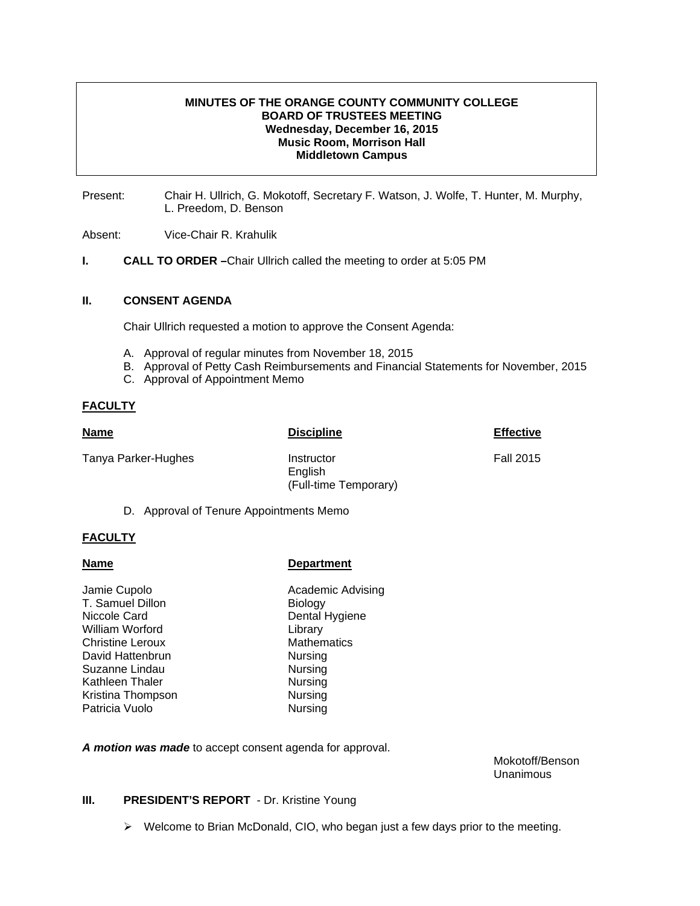**MINUTES OF THE ORANGE COUNTY COMMUNITY COLLEGE**
**BOARD OF TRUSTEES MEETING**
**Wednesday, December 16, 2015**
**Music Room, Morrison Hall**
**Middletown Campus**

Present: Chair H. Ullrich, G. Mokotoff, Secretary F. Watson, J. Wolfe, T. Hunter, M. Murphy, L. Preedom, D. Benson

Absent: Vice-Chair R. Krahulik

**I. CALL TO ORDER –** Chair Ullrich called the meeting to order at 5:05 PM

**II. CONSENT AGENDA**

Chair Ullrich requested a motion to approve the Consent Agenda:

A. Approval of regular minutes from November 18, 2015
B. Approval of Petty Cash Reimbursements and Financial Statements for November, 2015
C. Approval of Appointment Memo

**FACULTY**

| **Name** | **Discipline** | **Effective** |
|---|---|---|
| Tanya Parker-Hughes | Instructor<br>English<br>(Full-time Temporary) | Fall 2015 |

D. Approval of Tenure Appointments Memo

**FACULTY**

| **Name** | **Department** |
|---|---|
| Jamie Cupolo | Academic Advising |
| T. Samuel Dillon | Biology |
| Niccole Card | Dental Hygiene |
| William Worford | Library |
| Christine Leroux | Mathematics |
| David Hattenbrun | Nursing |
| Suzanne Lindau | Nursing |
| Kathleen Thaler | Nursing |
| Kristina Thompson | Nursing |
| Patricia Vuolo | Nursing |

***A motion was made*** to accept consent agenda for approval.

Mokotoff/Benson
Unanimous

**III. PRESIDENT'S REPORT** - Dr. Kristine Young

- Welcome to Brian McDonald, CIO, who began just a few days prior to the meeting.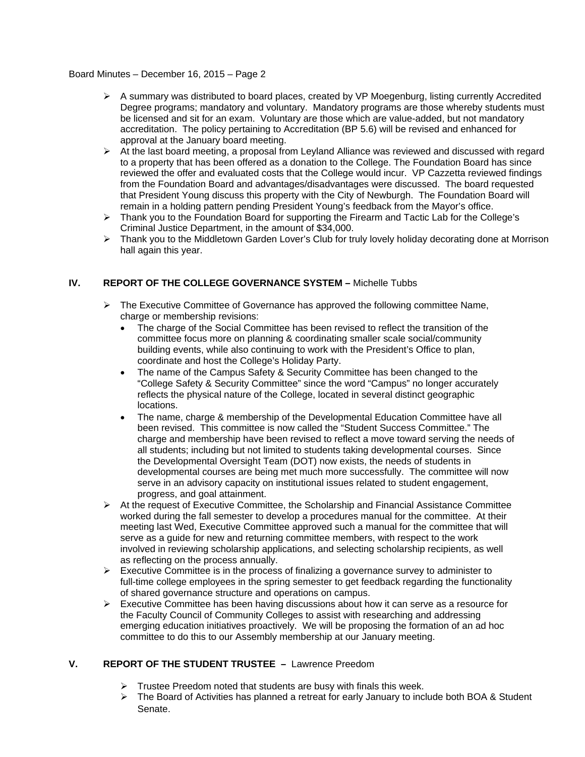- A summary was distributed to board places, created by VP Moegenburg, listing currently Accredited Degree programs; mandatory and voluntary. Mandatory programs are those whereby students must be licensed and sit for an exam. Voluntary are those which are value-added, but not mandatory accreditation. The policy pertaining to Accreditation (BP 5.6) will be revised and enhanced for approval at the January board meeting.
- At the last board meeting, a proposal from Leyland Alliance was reviewed and discussed with regard to a property that has been offered as a donation to the College. The Foundation Board has since reviewed the offer and evaluated costs that the College would incur. VP Cazzetta reviewed findings from the Foundation Board and advantages/disadvantages were discussed. The board requested that President Young discuss this property with the City of Newburgh. The Foundation Board will remain in a holding pattern pending President Young's feedback from the Mayor's office.
- Thank you to the Foundation Board for supporting the Firearm and Tactic Lab for the College's Criminal Justice Department, in the amount of $34,000.
- Thank you to the Middletown Garden Lover's Club for truly lovely holiday decorating done at Morrison hall again this year.

## IV. REPORT OF THE COLLEGE GOVERNANCE SYSTEM – Michelle Tubbs

- The Executive Committee of Governance has approved the following committee Name, charge or membership revisions:
  - The charge of the Social Committee has been revised to reflect the transition of the committee focus more on planning & coordinating smaller scale social/community building events, while also continuing to work with the President's Office to plan, coordinate and host the College's Holiday Party.
  - The name of the Campus Safety & Security Committee has been changed to the "College Safety & Security Committee" since the word "Campus" no longer accurately reflects the physical nature of the College, located in several distinct geographic locations.
  - The name, charge & membership of the Developmental Education Committee have all been revised. This committee is now called the "Student Success Committee." The charge and membership have been revised to reflect a move toward serving the needs of all students; including but not limited to students taking developmental courses. Since the Developmental Oversight Team (DOT) now exists, the needs of students in developmental courses are being met much more successfully. The committee will now serve in an advisory capacity on institutional issues related to student engagement, progress, and goal attainment.
- At the request of Executive Committee, the Scholarship and Financial Assistance Committee worked during the fall semester to develop a procedures manual for the committee. At their meeting last Wed, Executive Committee approved such a manual for the committee that will serve as a guide for new and returning committee members, with respect to the work involved in reviewing scholarship applications, and selecting scholarship recipients, as well as reflecting on the process annually.
- Executive Committee is in the process of finalizing a governance survey to administer to full-time college employees in the spring semester to get feedback regarding the functionality of shared governance structure and operations on campus.
- Executive Committee has been having discussions about how it can serve as a resource for the Faculty Council of Community Colleges to assist with researching and addressing emerging education initiatives proactively. We will be proposing the formation of an ad hoc committee to do this to our Assembly membership at our January meeting.

## V. REPORT OF THE STUDENT TRUSTEE – Lawrence Preedom

- Trustee Preedom noted that students are busy with finals this week.
- The Board of Activities has planned a retreat for early January to include both BOA & Student Senate.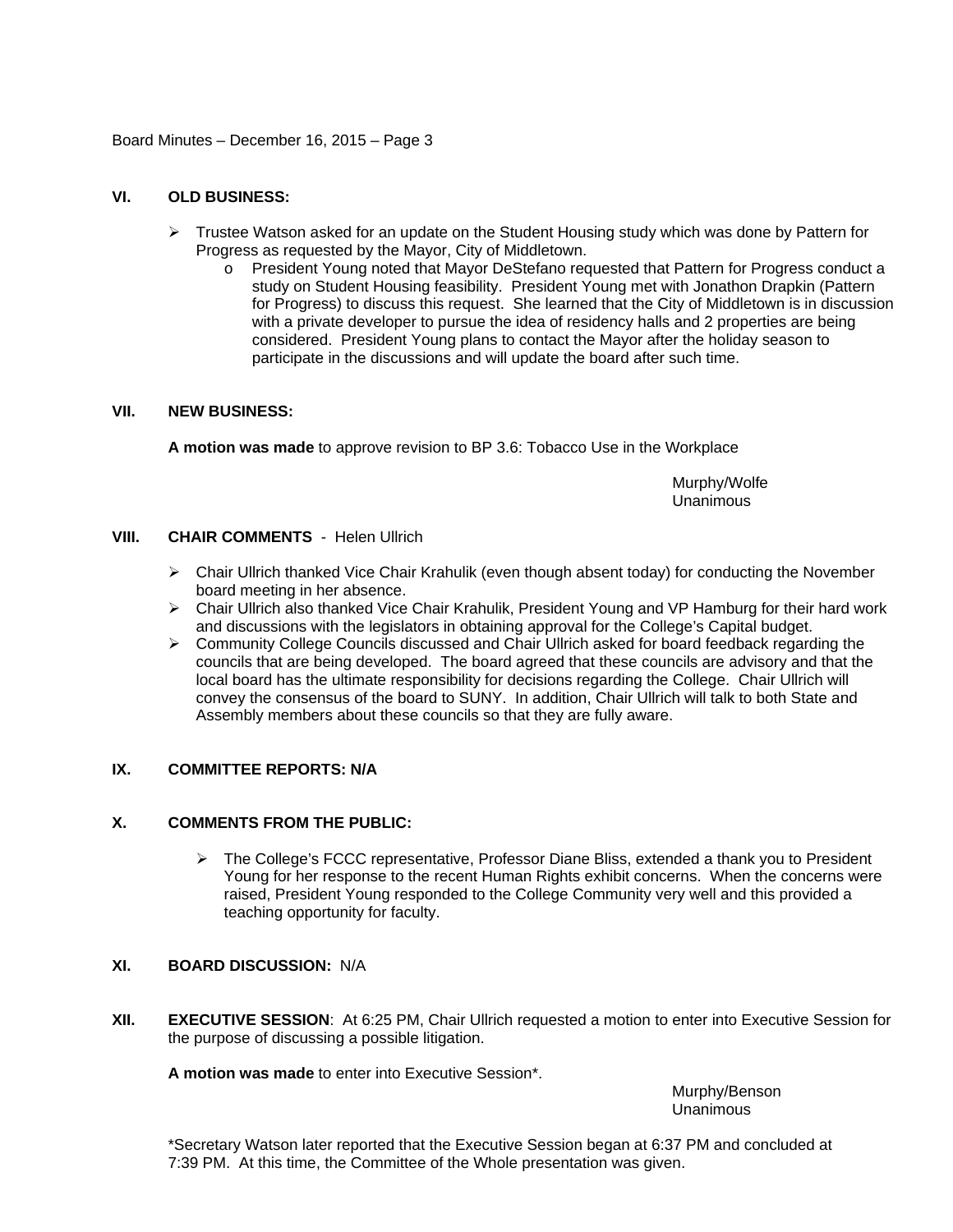## VI. OLD BUSINESS:

- Trustee Watson asked for an update on the Student Housing study which was done by Pattern for Progress as requested by the Mayor, City of Middletown.
  - President Young noted that Mayor DeStefano requested that Pattern for Progress conduct a study on Student Housing feasibility. President Young met with Jonathon Drapkin (Pattern for Progress) to discuss this request. She learned that the City of Middletown is in discussion with a private developer to pursue the idea of residency halls and 2 properties are being considered. President Young plans to contact the Mayor after the holiday season to participate in the discussions and will update the board after such time.

## VII. NEW BUSINESS:

**A motion was made** to approve revision to BP 3.6: Tobacco Use in the Workplace

Murphy/Wolfe
Unanimous

## VIII. CHAIR COMMENTS - Helen Ullrich

- Chair Ullrich thanked Vice Chair Krahulik (even though absent today) for conducting the November board meeting in her absence.
- Chair Ullrich also thanked Vice Chair Krahulik, President Young and VP Hamburg for their hard work and discussions with the legislators in obtaining approval for the College's Capital budget.
- Community College Councils discussed and Chair Ullrich asked for board feedback regarding the councils that are being developed. The board agreed that these councils are advisory and that the local board has the ultimate responsibility for decisions regarding the College. Chair Ullrich will convey the consensus of the board to SUNY. In addition, Chair Ullrich will talk to both State and Assembly members about these councils so that they are fully aware.

## IX. COMMITTEE REPORTS: N/A

## X. COMMENTS FROM THE PUBLIC:

- The College's FCCC representative, Professor Diane Bliss, extended a thank you to President Young for her response to the recent Human Rights exhibit concerns. When the concerns were raised, President Young responded to the College Community very well and this provided a teaching opportunity for faculty.

## XI. BOARD DISCUSSION: N/A

## XII. EXECUTIVE SESSION: At 6:25 PM, Chair Ullrich requested a motion to enter into Executive Session for the purpose of discussing a possible litigation.

**A motion was made** to enter into Executive Session*.

Murphy/Benson
Unanimous

*Secretary Watson later reported that the Executive Session began at 6:37 PM and concluded at 7:39 PM. At this time, the Committee of the Whole presentation was given.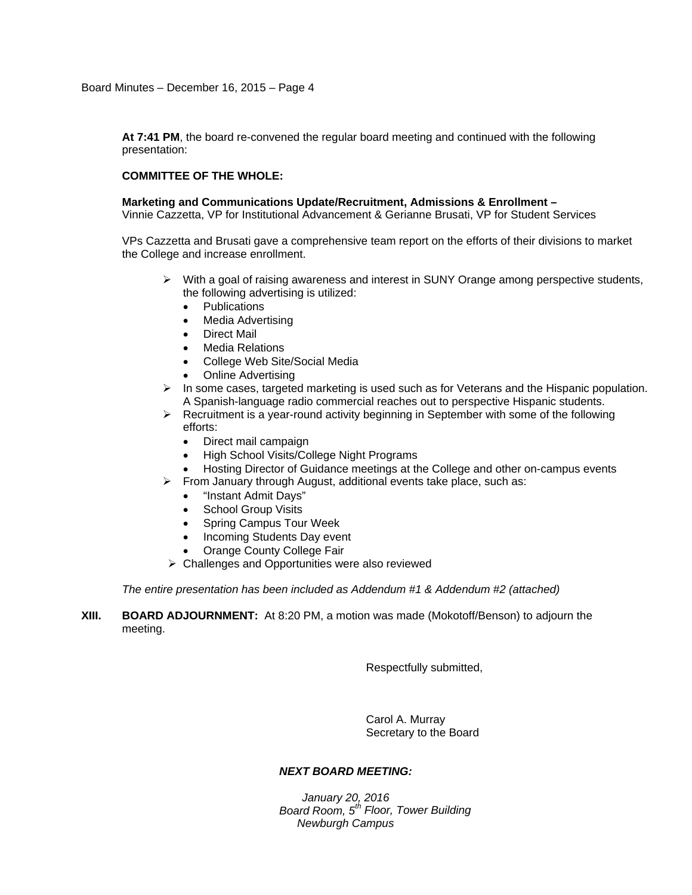**At 7:41 PM**, the board re-convened the regular board meeting and continued with the following presentation:

**COMMITTEE OF THE WHOLE:**

**Marketing and Communications Update/Recruitment, Admissions & Enrollment –**
Vinnie Cazzetta, VP for Institutional Advancement & Gerianne Brusati, VP for Student Services

VPs Cazzetta and Brusati gave a comprehensive team report on the efforts of their divisions to market the College and increase enrollment.

- With a goal of raising awareness and interest in SUNY Orange among perspective students, the following advertising is utilized:
  - Publications
  - Media Advertising
  - Direct Mail
  - Media Relations
  - College Web Site/Social Media
  - Online Advertising
- In some cases, targeted marketing is used such as for Veterans and the Hispanic population. A Spanish-language radio commercial reaches out to perspective Hispanic students.
- Recruitment is a year-round activity beginning in September with some of the following efforts:
  - Direct mail campaign
  - High School Visits/College Night Programs
  - Hosting Director of Guidance meetings at the College and other on-campus events
- From January through August, additional events take place, such as:
  - "Instant Admit Days"
  - School Group Visits
  - Spring Campus Tour Week
  - Incoming Students Day event
  - Orange County College Fair
- Challenges and Opportunities were also reviewed

*The entire presentation has been included as Addendum #1 & Addendum #2 (attached)*

**XIII. BOARD ADJOURNMENT:** At 8:20 PM, a motion was made (Mokotoff/Benson) to adjourn the meeting.

Respectfully submitted,

Carol A. Murray
Secretary to the Board

***NEXT BOARD MEETING:***

*January 20, 2016*
*Board Room, 5th Floor, Tower Building*
*Newburgh Campus*